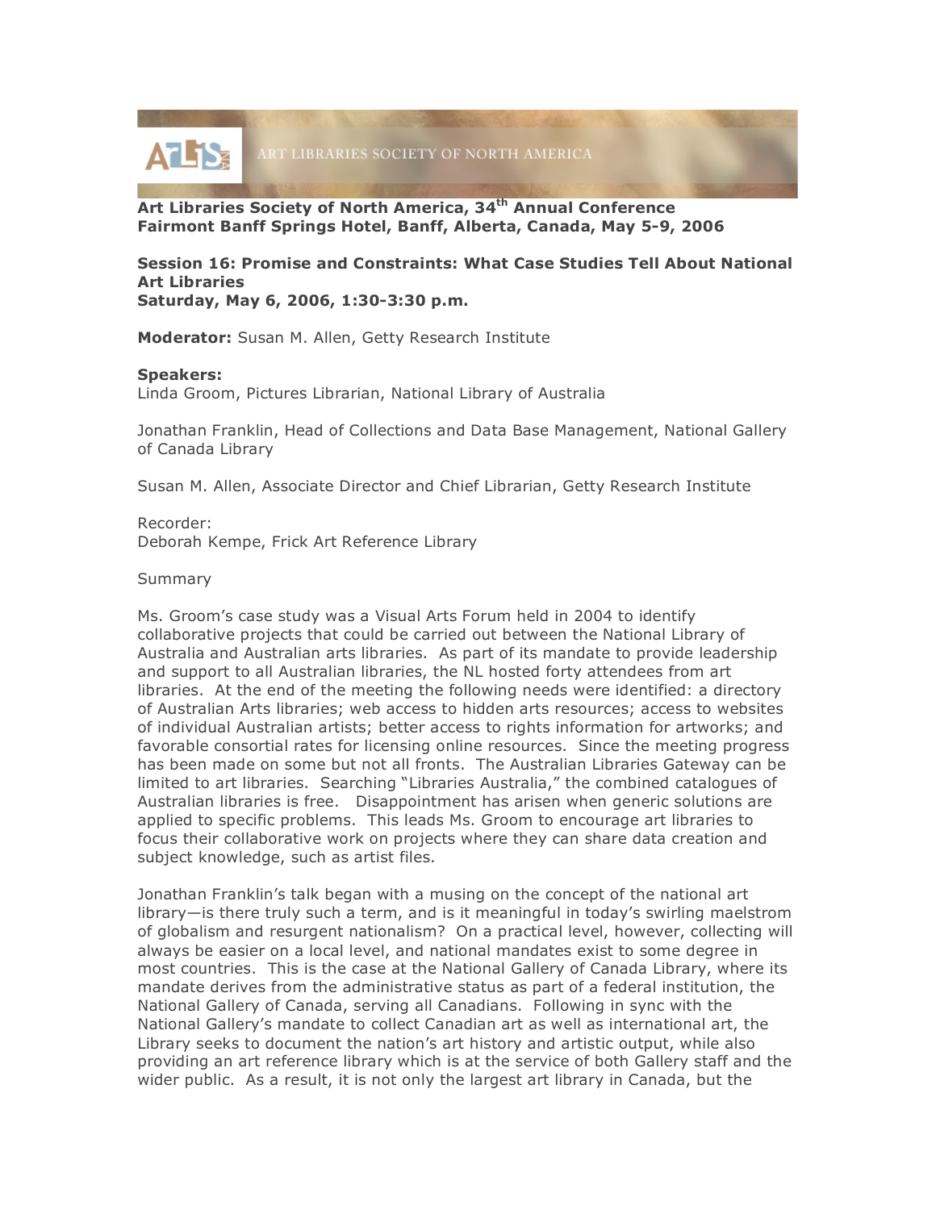**Art Libraries Society of North America, 34th Annual Conference**
**Fairmont Banff Springs Hotel, Banff, Alberta, Canada, May 5-9, 2006**

**Session 16: Promise and Constraints: What Case Studies Tell About National Art Libraries**
**Saturday, May 6, 2006, 1:30-3:30 p.m.**

**Moderator:** Susan M. Allen, Getty Research Institute

**Speakers:**
Linda Groom, Pictures Librarian, National Library of Australia

Jonathan Franklin, Head of Collections and Data Base Management, National Gallery of Canada Library

Susan M. Allen, Associate Director and Chief Librarian, Getty Research Institute

Recorder:
Deborah Kempe, Frick Art Reference Library

Summary

Ms. Groom's case study was a Visual Arts Forum held in 2004 to identify collaborative projects that could be carried out between the National Library of Australia and Australian arts libraries. As part of its mandate to provide leadership and support to all Australian libraries, the NL hosted forty attendees from art libraries. At the end of the meeting the following needs were identified: a directory of Australian Arts libraries; web access to hidden arts resources; access to websites of individual Australian artists; better access to rights information for artworks; and favorable consortial rates for licensing online resources. Since the meeting progress has been made on some but not all fronts. The Australian Libraries Gateway can be limited to art libraries. Searching "Libraries Australia," the combined catalogues of Australian libraries is free. Disappointment has arisen when generic solutions are applied to specific problems. This leads Ms. Groom to encourage art libraries to focus their collaborative work on projects where they can share data creation and subject knowledge, such as artist files.

Jonathan Franklin's talk began with a musing on the concept of the national art library—is there truly such a term, and is it meaningful in today's swirling maelstrom of globalism and resurgent nationalism? On a practical level, however, collecting will always be easier on a local level, and national mandates exist to some degree in most countries. This is the case at the National Gallery of Canada Library, where its mandate derives from the administrative status as part of a federal institution, the National Gallery of Canada, serving all Canadians. Following in sync with the National Gallery's mandate to collect Canadian art as well as international art, the Library seeks to document the nation's art history and artistic output, while also providing an art reference library which is at the service of both Gallery staff and the wider public. As a result, it is not only the largest art library in Canada, but the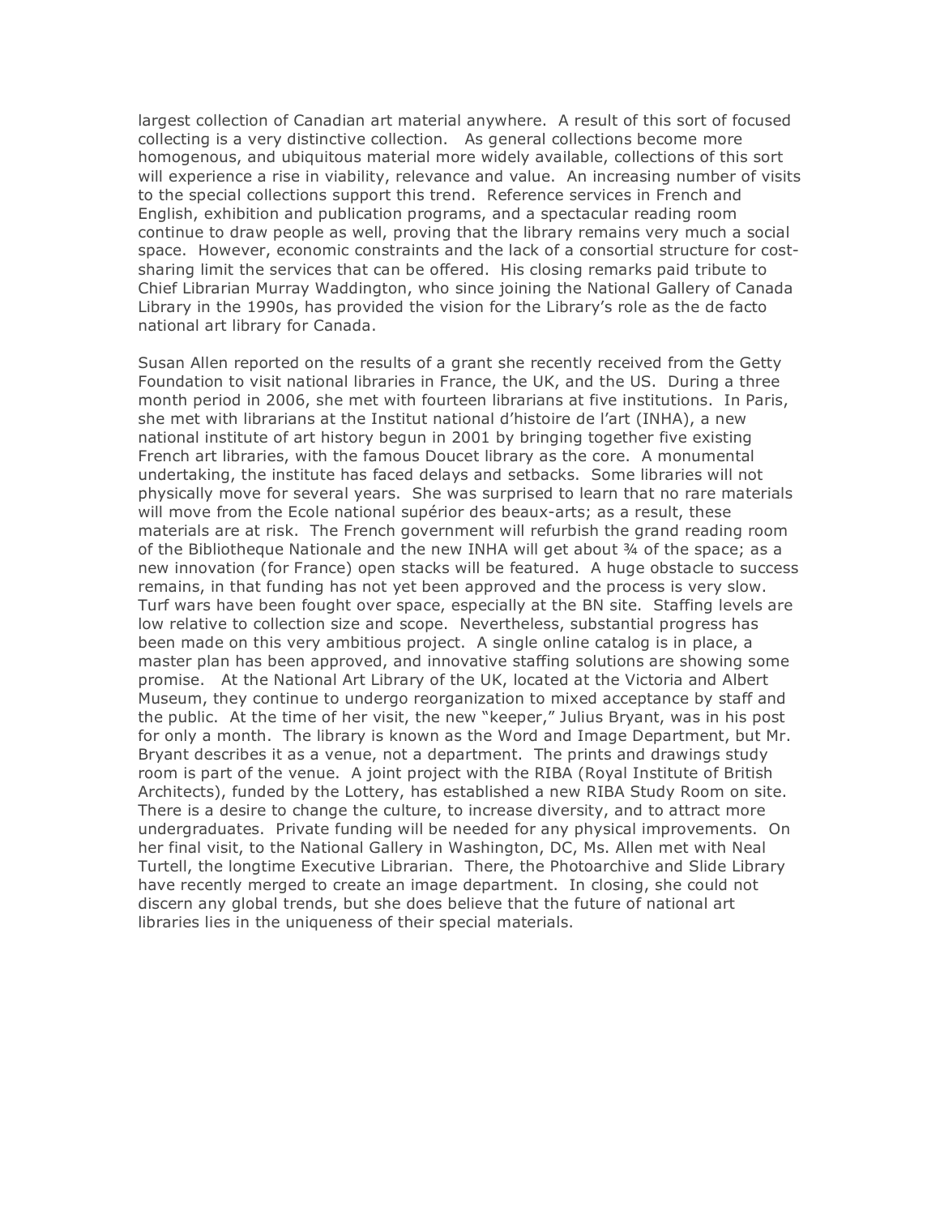largest collection of Canadian art material anywhere. A result of this sort of focused collecting is a very distinctive collection. As general collections become more homogenous, and ubiquitous material more widely available, collections of this sort will experience a rise in viability, relevance and value. An increasing number of visits to the special collections support this trend. Reference services in French and English, exhibition and publication programs, and a spectacular reading room continue to draw people as well, proving that the library remains very much a social space. However, economic constraints and the lack of a consortial structure for cost-sharing limit the services that can be offered. His closing remarks paid tribute to Chief Librarian Murray Waddington, who since joining the National Gallery of Canada Library in the 1990s, has provided the vision for the Library's role as the de facto national art library for Canada.

Susan Allen reported on the results of a grant she recently received from the Getty Foundation to visit national libraries in France, the UK, and the US. During a three month period in 2006, she met with fourteen librarians at five institutions. In Paris, she met with librarians at the Institut national d'histoire de l'art (INHA), a new national institute of art history begun in 2001 by bringing together five existing French art libraries, with the famous Doucet library as the core. A monumental undertaking, the institute has faced delays and setbacks. Some libraries will not physically move for several years. She was surprised to learn that no rare materials will move from the Ecole national supérior des beaux-arts; as a result, these materials are at risk. The French government will refurbish the grand reading room of the Bibliotheque Nationale and the new INHA will get about ¾ of the space; as a new innovation (for France) open stacks will be featured. A huge obstacle to success remains, in that funding has not yet been approved and the process is very slow. Turf wars have been fought over space, especially at the BN site. Staffing levels are low relative to collection size and scope. Nevertheless, substantial progress has been made on this very ambitious project. A single online catalog is in place, a master plan has been approved, and innovative staffing solutions are showing some promise. At the National Art Library of the UK, located at the Victoria and Albert Museum, they continue to undergo reorganization to mixed acceptance by staff and the public. At the time of her visit, the new "keeper," Julius Bryant, was in his post for only a month. The library is known as the Word and Image Department, but Mr. Bryant describes it as a venue, not a department. The prints and drawings study room is part of the venue. A joint project with the RIBA (Royal Institute of British Architects), funded by the Lottery, has established a new RIBA Study Room on site. There is a desire to change the culture, to increase diversity, and to attract more undergraduates. Private funding will be needed for any physical improvements. On her final visit, to the National Gallery in Washington, DC, Ms. Allen met with Neal Turtell, the longtime Executive Librarian. There, the Photoarchive and Slide Library have recently merged to create an image department. In closing, she could not discern any global trends, but she does believe that the future of national art libraries lies in the uniqueness of their special materials.